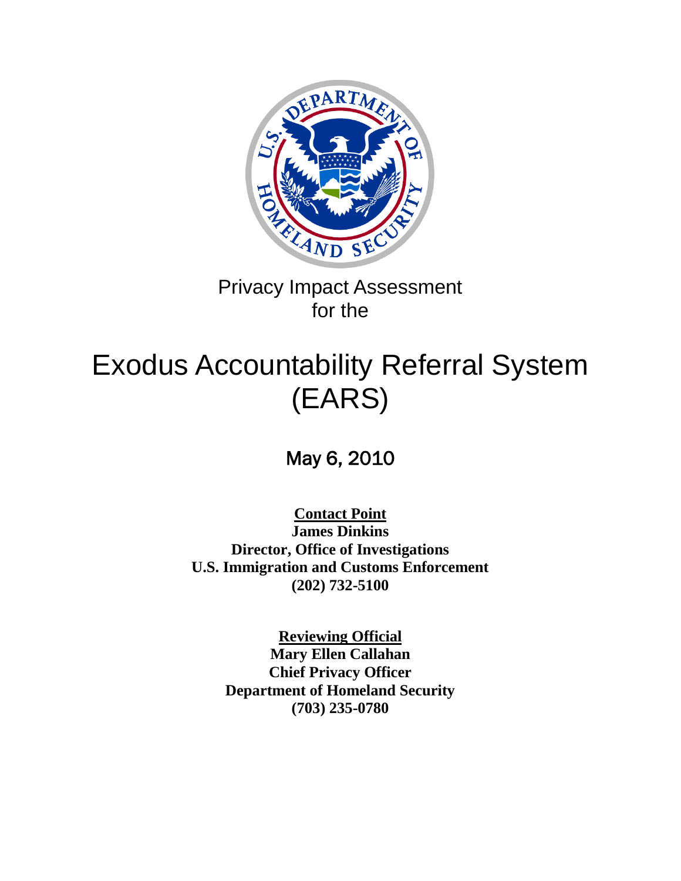Privacy Impact Assessment
for the

# Exodus Accountability Referral System (EARS)

May 6, 2010

**Contact Point**
**James Dinkins**
**Director, Office of Investigations**
**U.S. Immigration and Customs Enforcement**
**(202) 732-5100**

**Reviewing Official**
**Mary Ellen Callahan**
**Chief Privacy Officer**
**Department of Homeland Security**
**(703) 235-0780**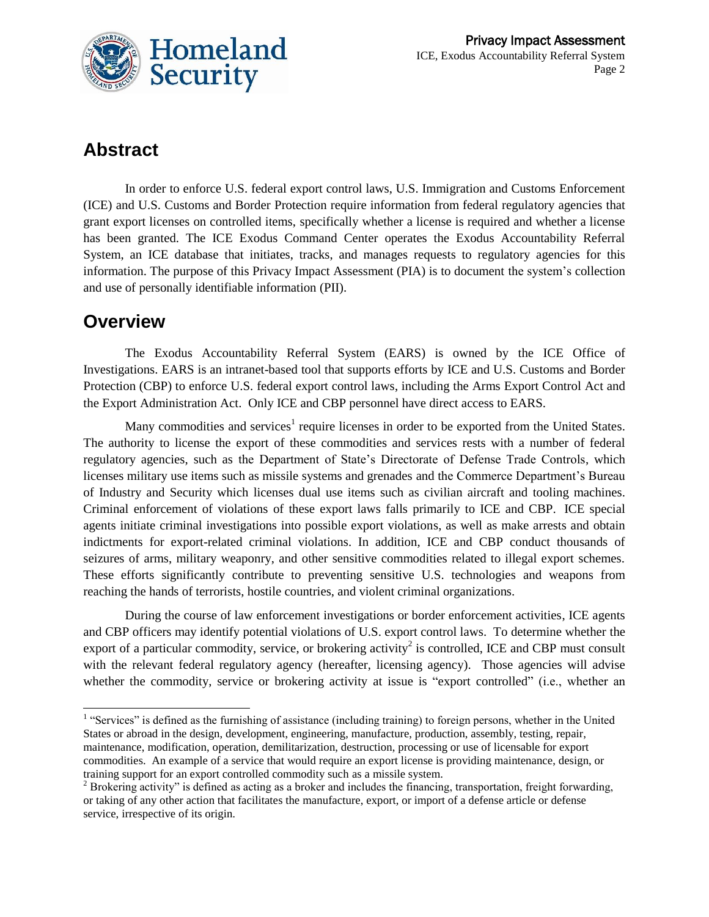## Abstract

In order to enforce U.S. federal export control laws, U.S. Immigration and Customs Enforcement (ICE) and U.S. Customs and Border Protection require information from federal regulatory agencies that grant export licenses on controlled items, specifically whether a license is required and whether a license has been granted. The ICE Exodus Command Center operates the Exodus Accountability Referral System, an ICE database that initiates, tracks, and manages requests to regulatory agencies for this information. The purpose of this Privacy Impact Assessment (PIA) is to document the system's collection and use of personally identifiable information (PII).

## Overview

The Exodus Accountability Referral System (EARS) is owned by the ICE Office of Investigations. EARS is an intranet-based tool that supports efforts by ICE and U.S. Customs and Border Protection (CBP) to enforce U.S. federal export control laws, including the Arms Export Control Act and the Export Administration Act. Only ICE and CBP personnel have direct access to EARS.

Many commodities and services[1] require licenses in order to be exported from the United States. The authority to license the export of these commodities and services rests with a number of federal regulatory agencies, such as the Department of State's Directorate of Defense Trade Controls, which licenses military use items such as missile systems and grenades and the Commerce Department's Bureau of Industry and Security which licenses dual use items such as civilian aircraft and tooling machines. Criminal enforcement of violations of these export laws falls primarily to ICE and CBP. ICE special agents initiate criminal investigations into possible export violations, as well as make arrests and obtain indictments for export-related criminal violations. In addition, ICE and CBP conduct thousands of seizures of arms, military weaponry, and other sensitive commodities related to illegal export schemes. These efforts significantly contribute to preventing sensitive U.S. technologies and weapons from reaching the hands of terrorists, hostile countries, and violent criminal organizations.

During the course of law enforcement investigations or border enforcement activities, ICE agents and CBP officers may identify potential violations of U.S. export control laws. To determine whether the export of a particular commodity, service, or brokering activity[2] is controlled, ICE and CBP must consult with the relevant federal regulatory agency (hereafter, licensing agency). Those agencies will advise whether the commodity, service or brokering activity at issue is "export controlled" (i.e., whether an

---

[1] "Services" is defined as the furnishing of assistance (including training) to foreign persons, whether in the United States or abroad in the design, development, engineering, manufacture, production, assembly, testing, repair, maintenance, modification, operation, demilitarization, destruction, processing or use of licensable for export commodities. An example of a service that would require an export license is providing maintenance, design, or training support for an export controlled commodity such as a missile system.

[2] Brokering activity" is defined as acting as a broker and includes the financing, transportation, freight forwarding, or taking of any other action that facilitates the manufacture, export, or import of a defense article or defense service, irrespective of its origin.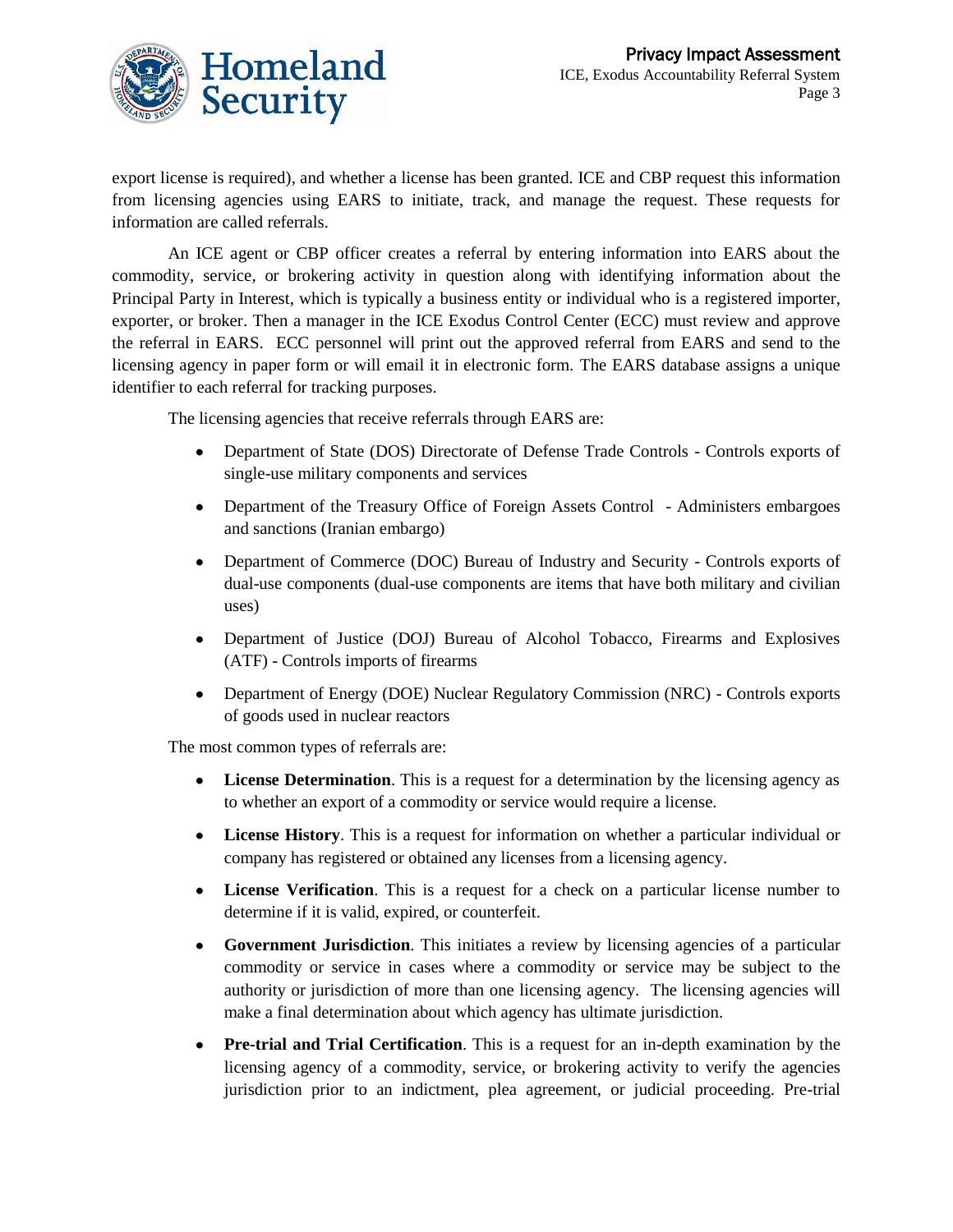export license is required), and whether a license has been granted. ICE and CBP request this information from licensing agencies using EARS to initiate, track, and manage the request. These requests for information are called referrals.

An ICE agent or CBP officer creates a referral by entering information into EARS about the commodity, service, or brokering activity in question along with identifying information about the Principal Party in Interest, which is typically a business entity or individual who is a registered importer, exporter, or broker. Then a manager in the ICE Exodus Control Center (ECC) must review and approve the referral in EARS. ECC personnel will print out the approved referral from EARS and send to the licensing agency in paper form or will email it in electronic form. The EARS database assigns a unique identifier to each referral for tracking purposes.

The licensing agencies that receive referrals through EARS are:

- Department of State (DOS) Directorate of Defense Trade Controls - Controls exports of single-use military components and services
- Department of the Treasury Office of Foreign Assets Control - Administers embargoes and sanctions (Iranian embargo)
- Department of Commerce (DOC) Bureau of Industry and Security - Controls exports of dual-use components (dual-use components are items that have both military and civilian uses)
- Department of Justice (DOJ) Bureau of Alcohol Tobacco, Firearms and Explosives (ATF) - Controls imports of firearms
- Department of Energy (DOE) Nuclear Regulatory Commission (NRC) - Controls exports of goods used in nuclear reactors

The most common types of referrals are:

- **License Determination**. This is a request for a determination by the licensing agency as to whether an export of a commodity or service would require a license.
- **License History**. This is a request for information on whether a particular individual or company has registered or obtained any licenses from a licensing agency.
- **License Verification**. This is a request for a check on a particular license number to determine if it is valid, expired, or counterfeit.
- **Government Jurisdiction**. This initiates a review by licensing agencies of a particular commodity or service in cases where a commodity or service may be subject to the authority or jurisdiction of more than one licensing agency. The licensing agencies will make a final determination about which agency has ultimate jurisdiction.
- **Pre-trial and Trial Certification**. This is a request for an in-depth examination by the licensing agency of a commodity, service, or brokering activity to verify the agencies jurisdiction prior to an indictment, plea agreement, or judicial proceeding. Pre-trial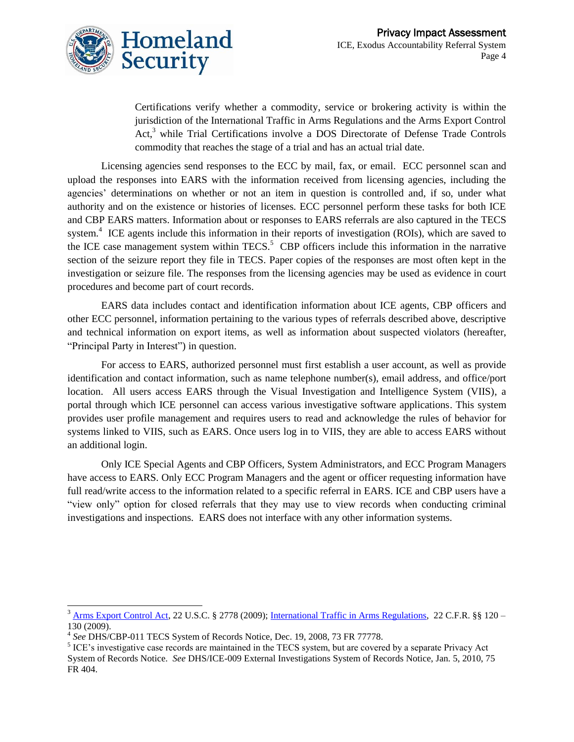Certifications verify whether a commodity, service or brokering activity is within the jurisdiction of the International Traffic in Arms Regulations and the Arms Export Control Act,[3] while Trial Certifications involve a DOS Directorate of Defense Trade Controls commodity that reaches the stage of a trial and has an actual trial date.

Licensing agencies send responses to the ECC by mail, fax, or email. ECC personnel scan and upload the responses into EARS with the information received from licensing agencies, including the agencies' determinations on whether or not an item in question is controlled and, if so, under what authority and on the existence or histories of licenses. ECC personnel perform these tasks for both ICE and CBP EARS matters. Information about or responses to EARS referrals are also captured in the TECS system.[4] ICE agents include this information in their reports of investigation (ROIs), which are saved to the ICE case management system within TECS.[5] CBP officers include this information in the narrative section of the seizure report they file in TECS. Paper copies of the responses are most often kept in the investigation or seizure file. The responses from the licensing agencies may be used as evidence in court procedures and become part of court records.

EARS data includes contact and identification information about ICE agents, CBP officers and other ECC personnel, information pertaining to the various types of referrals described above, descriptive and technical information on export items, as well as information about suspected violators (hereafter, "Principal Party in Interest") in question.

For access to EARS, authorized personnel must first establish a user account, as well as provide identification and contact information, such as name telephone number(s), email address, and office/port location. All users access EARS through the Visual Investigation and Intelligence System (VIIS), a portal through which ICE personnel can access various investigative software applications. This system provides user profile management and requires users to read and acknowledge the rules of behavior for systems linked to VIIS, such as EARS. Once users log in to VIIS, they are able to access EARS without an additional login.

Only ICE Special Agents and CBP Officers, System Administrators, and ECC Program Managers have access to EARS. Only ECC Program Managers and the agent or officer requesting information have full read/write access to the information related to a specific referral in EARS. ICE and CBP users have a "view only" option for closed referrals that they may use to view records when conducting criminal investigations and inspections. EARS does not interface with any other information systems.

---

[3] Arms Export Control Act, 22 U.S.C. § 2778 (2009); International Traffic in Arms Regulations, 22 C.F.R. §§ 120 – 130 (2009).

[4] *See* DHS/CBP-011 TECS System of Records Notice, Dec. 19, 2008, 73 FR 77778.

[5] ICE's investigative case records are maintained in the TECS system, but are covered by a separate Privacy Act System of Records Notice. *See* DHS/ICE-009 External Investigations System of Records Notice, Jan. 5, 2010, 75 FR 404.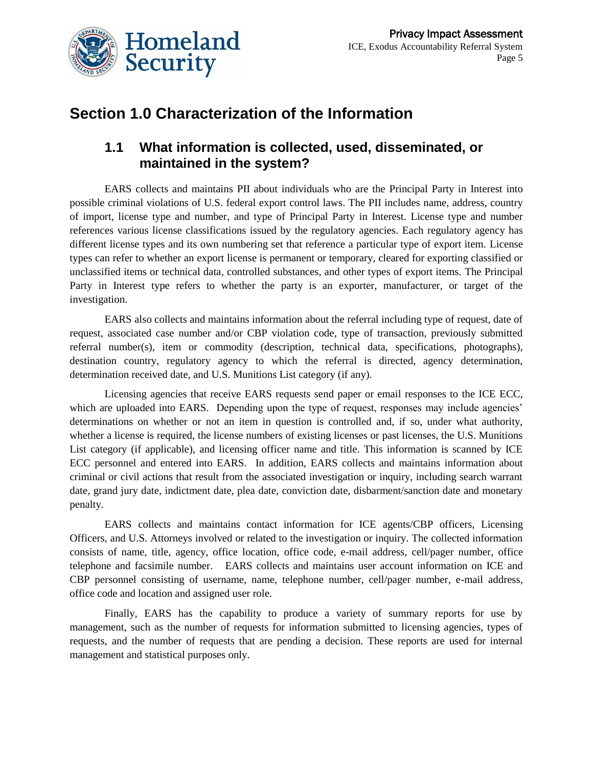# Section 1.0 Characterization of the Information

## 1.1 What information is collected, used, disseminated, or maintained in the system?

EARS collects and maintains PII about individuals who are the Principal Party in Interest into possible criminal violations of U.S. federal export control laws. The PII includes name, address, country of import, license type and number, and type of Principal Party in Interest. License type and number references various license classifications issued by the regulatory agencies. Each regulatory agency has different license types and its own numbering set that reference a particular type of export item. License types can refer to whether an export license is permanent or temporary, cleared for exporting classified or unclassified items or technical data, controlled substances, and other types of export items. The Principal Party in Interest type refers to whether the party is an exporter, manufacturer, or target of the investigation.

EARS also collects and maintains information about the referral including type of request, date of request, associated case number and/or CBP violation code, type of transaction, previously submitted referral number(s), item or commodity (description, technical data, specifications, photographs), destination country, regulatory agency to which the referral is directed, agency determination, determination received date, and U.S. Munitions List category (if any).

Licensing agencies that receive EARS requests send paper or email responses to the ICE ECC, which are uploaded into EARS. Depending upon the type of request, responses may include agencies' determinations on whether or not an item in question is controlled and, if so, under what authority, whether a license is required, the license numbers of existing licenses or past licenses, the U.S. Munitions List category (if applicable), and licensing officer name and title. This information is scanned by ICE ECC personnel and entered into EARS. In addition, EARS collects and maintains information about criminal or civil actions that result from the associated investigation or inquiry, including search warrant date, grand jury date, indictment date, plea date, conviction date, disbarment/sanction date and monetary penalty.

EARS collects and maintains contact information for ICE agents/CBP officers, Licensing Officers, and U.S. Attorneys involved or related to the investigation or inquiry. The collected information consists of name, title, agency, office location, office code, e-mail address, cell/pager number, office telephone and facsimile number. EARS collects and maintains user account information on ICE and CBP personnel consisting of username, name, telephone number, cell/pager number, e-mail address, office code and location and assigned user role.

Finally, EARS has the capability to produce a variety of summary reports for use by management, such as the number of requests for information submitted to licensing agencies, types of requests, and the number of requests that are pending a decision. These reports are used for internal management and statistical purposes only.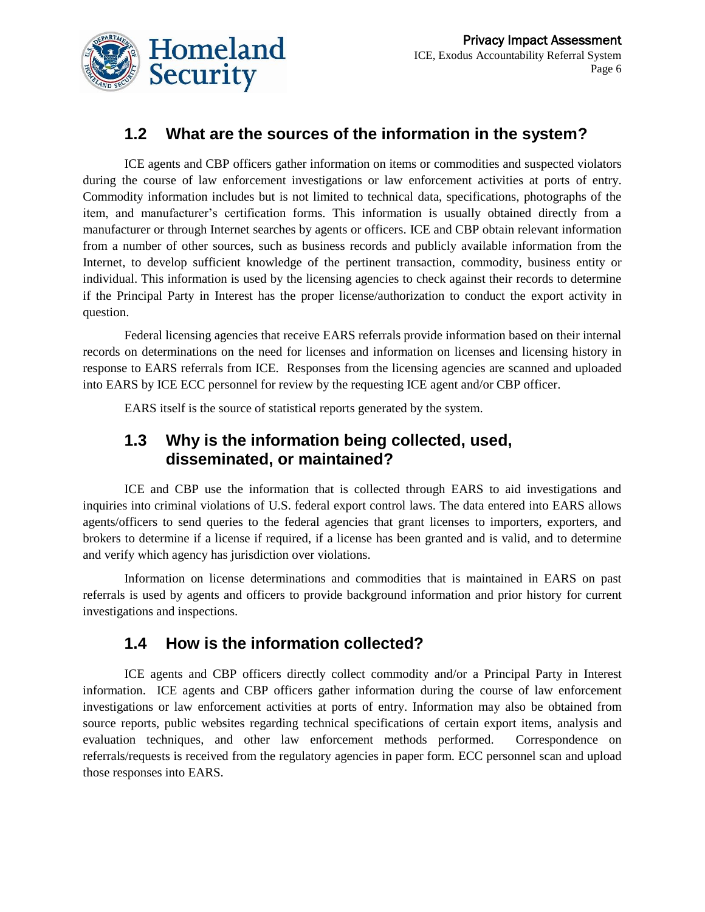## 1.2 What are the sources of the information in the system?

ICE agents and CBP officers gather information on items or commodities and suspected violators during the course of law enforcement investigations or law enforcement activities at ports of entry. Commodity information includes but is not limited to technical data, specifications, photographs of the item, and manufacturer's certification forms. This information is usually obtained directly from a manufacturer or through Internet searches by agents or officers. ICE and CBP obtain relevant information from a number of other sources, such as business records and publicly available information from the Internet, to develop sufficient knowledge of the pertinent transaction, commodity, business entity or individual. This information is used by the licensing agencies to check against their records to determine if the Principal Party in Interest has the proper license/authorization to conduct the export activity in question.

Federal licensing agencies that receive EARS referrals provide information based on their internal records on determinations on the need for licenses and information on licenses and licensing history in response to EARS referrals from ICE. Responses from the licensing agencies are scanned and uploaded into EARS by ICE ECC personnel for review by the requesting ICE agent and/or CBP officer.

EARS itself is the source of statistical reports generated by the system.

## 1.3 Why is the information being collected, used, disseminated, or maintained?

ICE and CBP use the information that is collected through EARS to aid investigations and inquiries into criminal violations of U.S. federal export control laws. The data entered into EARS allows agents/officers to send queries to the federal agencies that grant licenses to importers, exporters, and brokers to determine if a license if required, if a license has been granted and is valid, and to determine and verify which agency has jurisdiction over violations.

Information on license determinations and commodities that is maintained in EARS on past referrals is used by agents and officers to provide background information and prior history for current investigations and inspections.

## 1.4 How is the information collected?

ICE agents and CBP officers directly collect commodity and/or a Principal Party in Interest information. ICE agents and CBP officers gather information during the course of law enforcement investigations or law enforcement activities at ports of entry. Information may also be obtained from source reports, public websites regarding technical specifications of certain export items, analysis and evaluation techniques, and other law enforcement methods performed. Correspondence on referrals/requests is received from the regulatory agencies in paper form. ECC personnel scan and upload those responses into EARS.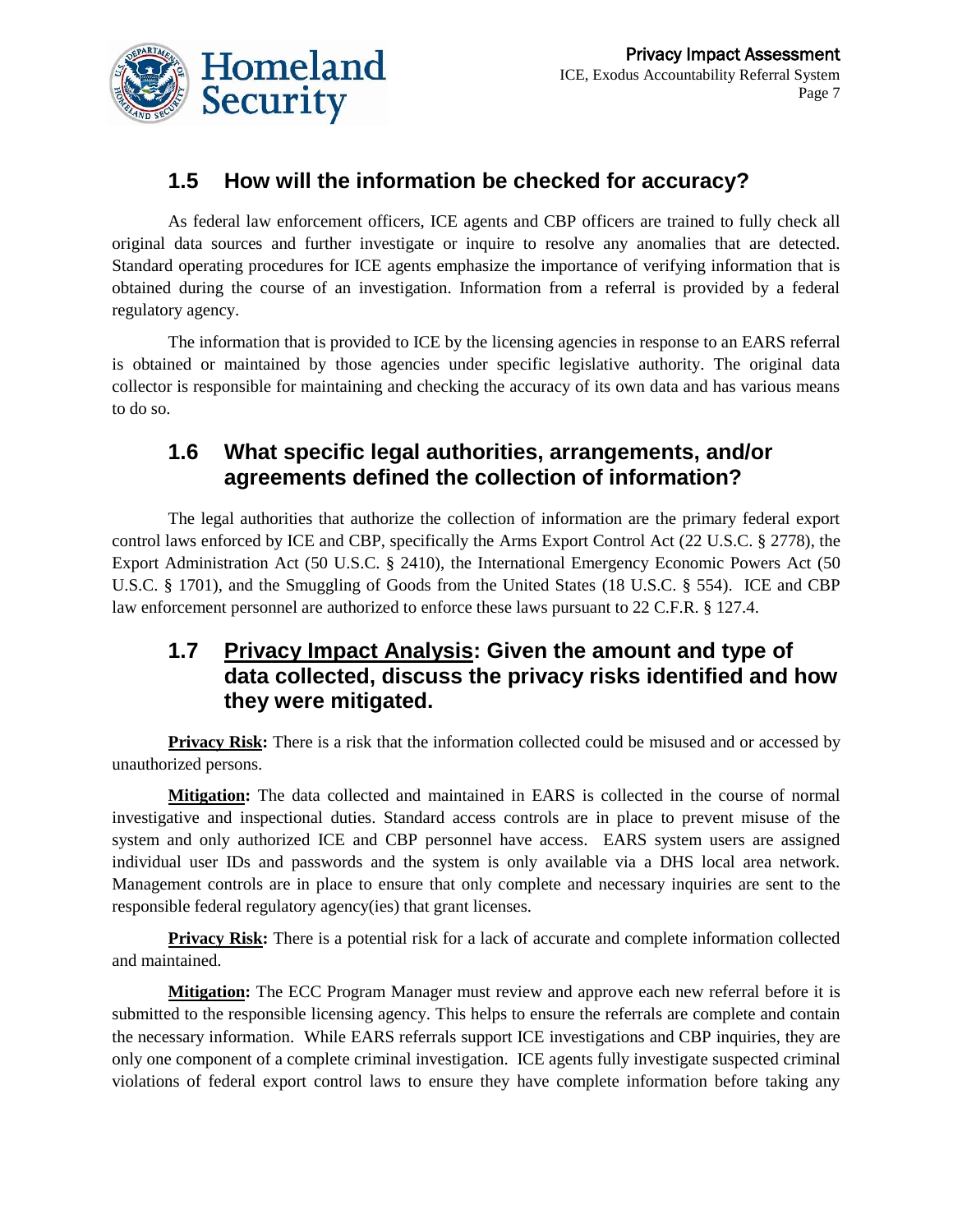## 1.5 How will the information be checked for accuracy?

As federal law enforcement officers, ICE agents and CBP officers are trained to fully check all original data sources and further investigate or inquire to resolve any anomalies that are detected. Standard operating procedures for ICE agents emphasize the importance of verifying information that is obtained during the course of an investigation. Information from a referral is provided by a federal regulatory agency.

The information that is provided to ICE by the licensing agencies in response to an EARS referral is obtained or maintained by those agencies under specific legislative authority. The original data collector is responsible for maintaining and checking the accuracy of its own data and has various means to do so.

## 1.6 What specific legal authorities, arrangements, and/or agreements defined the collection of information?

The legal authorities that authorize the collection of information are the primary federal export control laws enforced by ICE and CBP, specifically the Arms Export Control Act (22 U.S.C. § 2778), the Export Administration Act (50 U.S.C. § 2410), the International Emergency Economic Powers Act (50 U.S.C. § 1701), and the Smuggling of Goods from the United States (18 U.S.C. § 554). ICE and CBP law enforcement personnel are authorized to enforce these laws pursuant to 22 C.F.R. § 127.4.

## 1.7 Privacy Impact Analysis: Given the amount and type of data collected, discuss the privacy risks identified and how they were mitigated.

**Privacy Risk:** There is a risk that the information collected could be misused and or accessed by unauthorized persons.

**Mitigation:** The data collected and maintained in EARS is collected in the course of normal investigative and inspectional duties. Standard access controls are in place to prevent misuse of the system and only authorized ICE and CBP personnel have access. EARS system users are assigned individual user IDs and passwords and the system is only available via a DHS local area network. Management controls are in place to ensure that only complete and necessary inquiries are sent to the responsible federal regulatory agency(ies) that grant licenses.

**Privacy Risk:** There is a potential risk for a lack of accurate and complete information collected and maintained.

**Mitigation:** The ECC Program Manager must review and approve each new referral before it is submitted to the responsible licensing agency. This helps to ensure the referrals are complete and contain the necessary information. While EARS referrals support ICE investigations and CBP inquiries, they are only one component of a complete criminal investigation. ICE agents fully investigate suspected criminal violations of federal export control laws to ensure they have complete information before taking any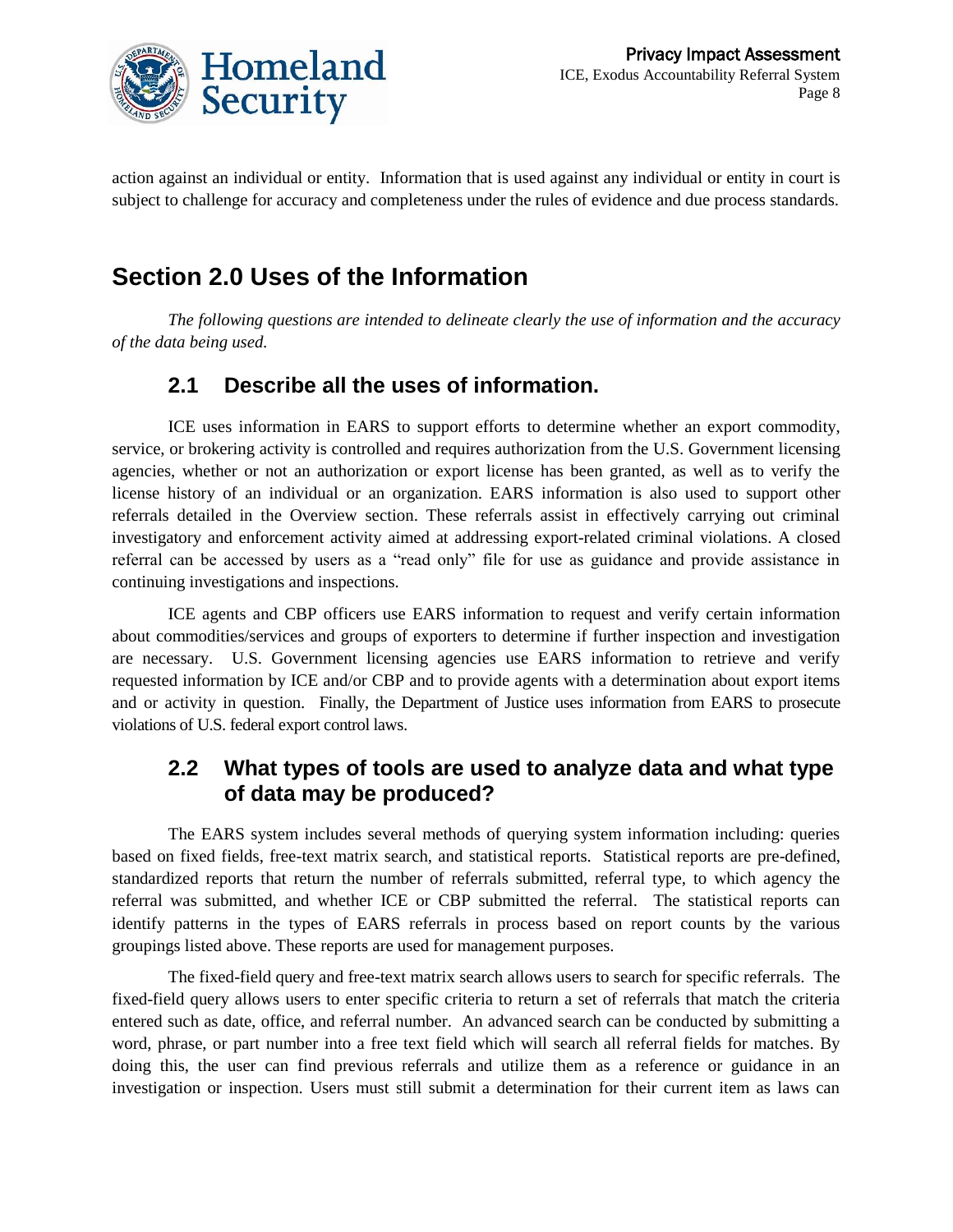action against an individual or entity. Information that is used against any individual or entity in court is subject to challenge for accuracy and completeness under the rules of evidence and due process standards.

# Section 2.0 Uses of the Information

*The following questions are intended to delineate clearly the use of information and the accuracy of the data being used.*

## 2.1 Describe all the uses of information.

ICE uses information in EARS to support efforts to determine whether an export commodity, service, or brokering activity is controlled and requires authorization from the U.S. Government licensing agencies, whether or not an authorization or export license has been granted, as well as to verify the license history of an individual or an organization. EARS information is also used to support other referrals detailed in the Overview section. These referrals assist in effectively carrying out criminal investigatory and enforcement activity aimed at addressing export-related criminal violations. A closed referral can be accessed by users as a "read only" file for use as guidance and provide assistance in continuing investigations and inspections.

ICE agents and CBP officers use EARS information to request and verify certain information about commodities/services and groups of exporters to determine if further inspection and investigation are necessary. U.S. Government licensing agencies use EARS information to retrieve and verify requested information by ICE and/or CBP and to provide agents with a determination about export items and or activity in question. Finally, the Department of Justice uses information from EARS to prosecute violations of U.S. federal export control laws.

## 2.2 What types of tools are used to analyze data and what type of data may be produced?

The EARS system includes several methods of querying system information including: queries based on fixed fields, free-text matrix search, and statistical reports. Statistical reports are pre-defined, standardized reports that return the number of referrals submitted, referral type, to which agency the referral was submitted, and whether ICE or CBP submitted the referral. The statistical reports can identify patterns in the types of EARS referrals in process based on report counts by the various groupings listed above. These reports are used for management purposes.

The fixed-field query and free-text matrix search allows users to search for specific referrals. The fixed-field query allows users to enter specific criteria to return a set of referrals that match the criteria entered such as date, office, and referral number. An advanced search can be conducted by submitting a word, phrase, or part number into a free text field which will search all referral fields for matches. By doing this, the user can find previous referrals and utilize them as a reference or guidance in an investigation or inspection. Users must still submit a determination for their current item as laws can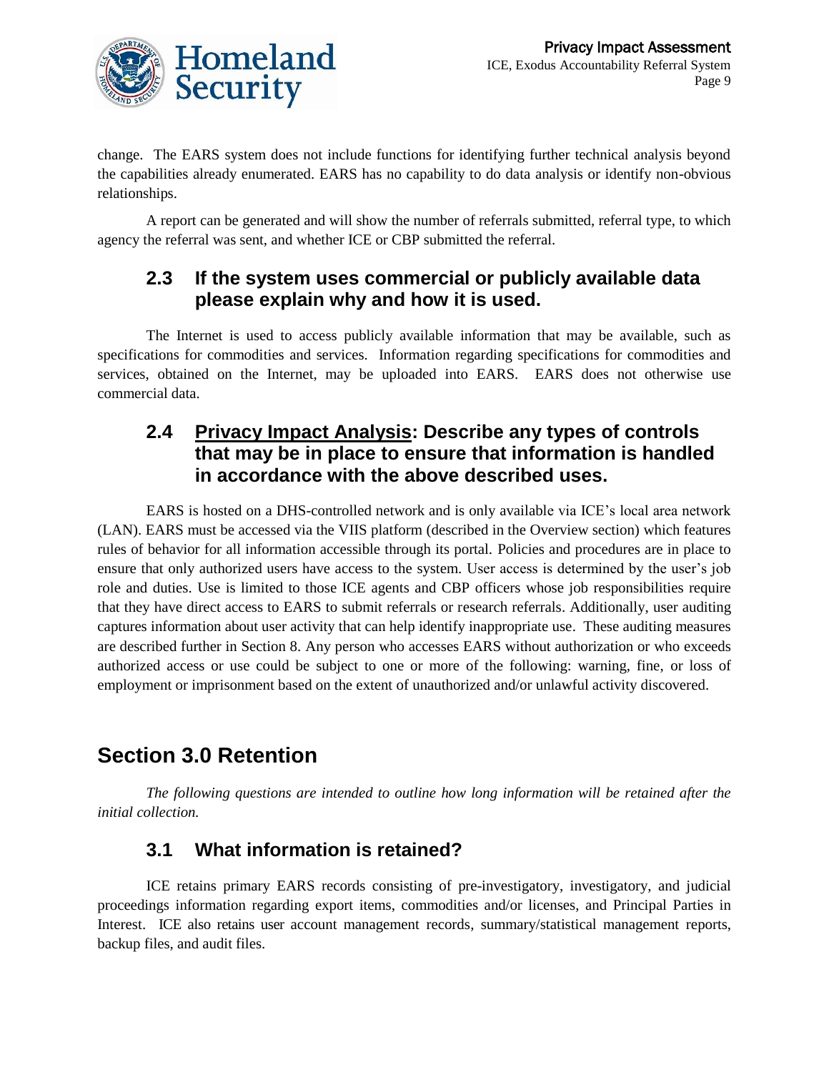change. The EARS system does not include functions for identifying further technical analysis beyond the capabilities already enumerated. EARS has no capability to do data analysis or identify non-obvious relationships.

A report can be generated and will show the number of referrals submitted, referral type, to which agency the referral was sent, and whether ICE or CBP submitted the referral.

### 2.3 If the system uses commercial or publicly available data please explain why and how it is used.

The Internet is used to access publicly available information that may be available, such as specifications for commodities and services. Information regarding specifications for commodities and services, obtained on the Internet, may be uploaded into EARS. EARS does not otherwise use commercial data.

### 2.4 Privacy Impact Analysis: Describe any types of controls that may be in place to ensure that information is handled in accordance with the above described uses.

EARS is hosted on a DHS-controlled network and is only available via ICE's local area network (LAN). EARS must be accessed via the VIIS platform (described in the Overview section) which features rules of behavior for all information accessible through its portal. Policies and procedures are in place to ensure that only authorized users have access to the system. User access is determined by the user's job role and duties. Use is limited to those ICE agents and CBP officers whose job responsibilities require that they have direct access to EARS to submit referrals or research referrals. Additionally, user auditing captures information about user activity that can help identify inappropriate use. These auditing measures are described further in Section 8. Any person who accesses EARS without authorization or who exceeds authorized access or use could be subject to one or more of the following: warning, fine, or loss of employment or imprisonment based on the extent of unauthorized and/or unlawful activity discovered.

## Section 3.0 Retention

*The following questions are intended to outline how long information will be retained after the initial collection.*

### 3.1 What information is retained?

ICE retains primary EARS records consisting of pre-investigatory, investigatory, and judicial proceedings information regarding export items, commodities and/or licenses, and Principal Parties in Interest. ICE also retains user account management records, summary/statistical management reports, backup files, and audit files.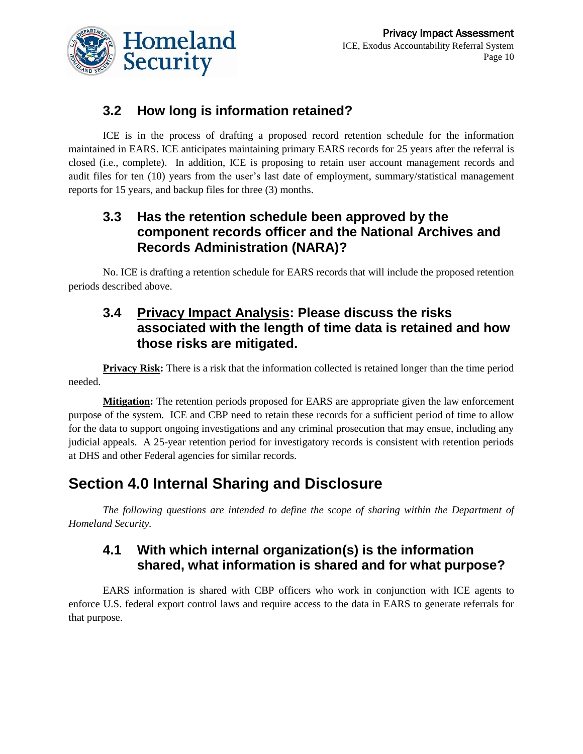### 3.2 How long is information retained?

ICE is in the process of drafting a proposed record retention schedule for the information maintained in EARS. ICE anticipates maintaining primary EARS records for 25 years after the referral is closed (i.e., complete). In addition, ICE is proposing to retain user account management records and audit files for ten (10) years from the user's last date of employment, summary/statistical management reports for 15 years, and backup files for three (3) months.

### 3.3 Has the retention schedule been approved by the component records officer and the National Archives and Records Administration (NARA)?

No. ICE is drafting a retention schedule for EARS records that will include the proposed retention periods described above.

### 3.4 Privacy Impact Analysis: Please discuss the risks associated with the length of time data is retained and how those risks are mitigated.

**Privacy Risk:** There is a risk that the information collected is retained longer than the time period needed.

**Mitigation:** The retention periods proposed for EARS are appropriate given the law enforcement purpose of the system. ICE and CBP need to retain these records for a sufficient period of time to allow for the data to support ongoing investigations and any criminal prosecution that may ensue, including any judicial appeals. A 25-year retention period for investigatory records is consistent with retention periods at DHS and other Federal agencies for similar records.

## Section 4.0 Internal Sharing and Disclosure

*The following questions are intended to define the scope of sharing within the Department of Homeland Security.*

### 4.1 With which internal organization(s) is the information shared, what information is shared and for what purpose?

EARS information is shared with CBP officers who work in conjunction with ICE agents to enforce U.S. federal export control laws and require access to the data in EARS to generate referrals for that purpose.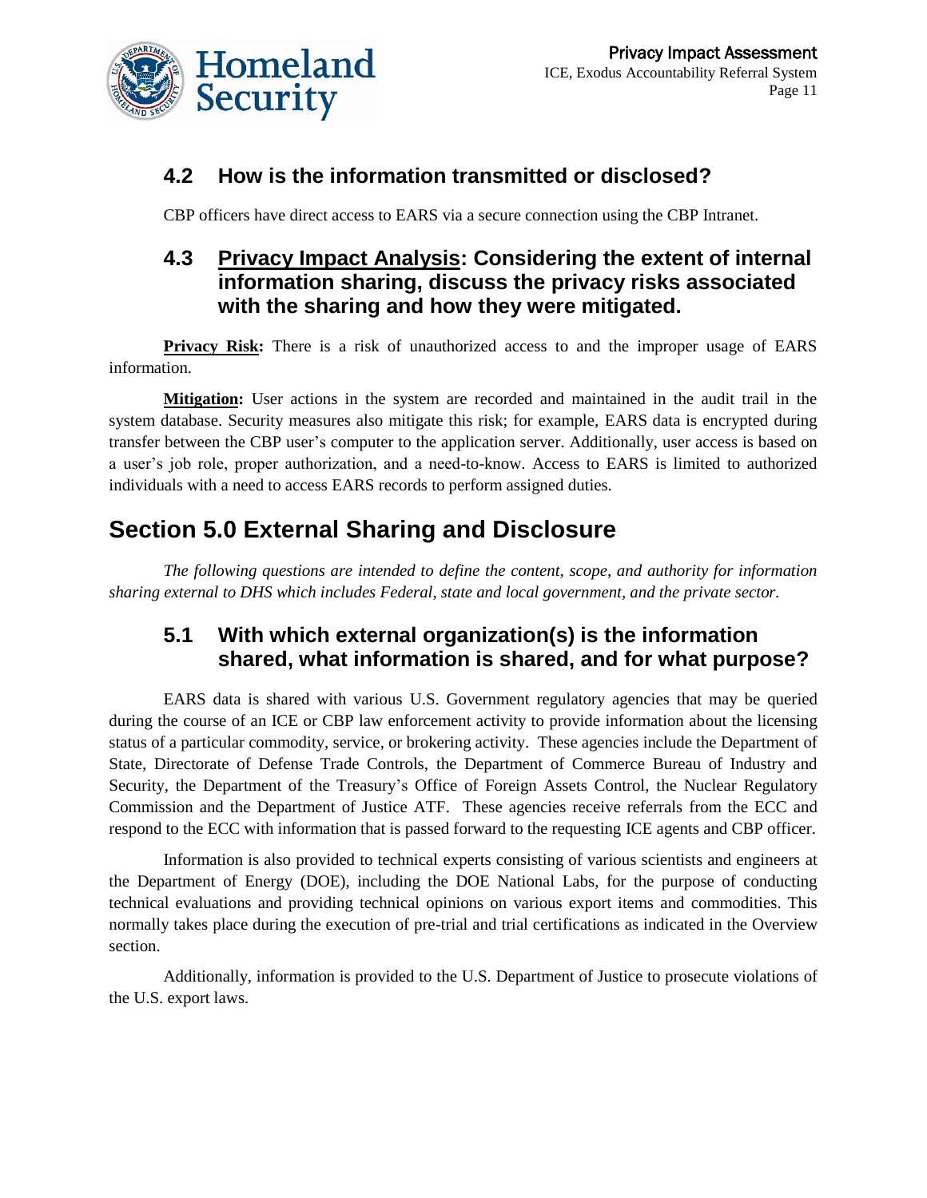### 4.2 How is the information transmitted or disclosed?

CBP officers have direct access to EARS via a secure connection using the CBP Intranet.

### 4.3 Privacy Impact Analysis: Considering the extent of internal information sharing, discuss the privacy risks associated with the sharing and how they were mitigated.

**Privacy Risk:** There is a risk of unauthorized access to and the improper usage of EARS information.

**Mitigation:** User actions in the system are recorded and maintained in the audit trail in the system database. Security measures also mitigate this risk; for example, EARS data is encrypted during transfer between the CBP user's computer to the application server. Additionally, user access is based on a user's job role, proper authorization, and a need-to-know. Access to EARS is limited to authorized individuals with a need to access EARS records to perform assigned duties.

## Section 5.0 External Sharing and Disclosure

*The following questions are intended to define the content, scope, and authority for information sharing external to DHS which includes Federal, state and local government, and the private sector.*

### 5.1 With which external organization(s) is the information shared, what information is shared, and for what purpose?

EARS data is shared with various U.S. Government regulatory agencies that may be queried during the course of an ICE or CBP law enforcement activity to provide information about the licensing status of a particular commodity, service, or brokering activity. These agencies include the Department of State, Directorate of Defense Trade Controls, the Department of Commerce Bureau of Industry and Security, the Department of the Treasury's Office of Foreign Assets Control, the Nuclear Regulatory Commission and the Department of Justice ATF. These agencies receive referrals from the ECC and respond to the ECC with information that is passed forward to the requesting ICE agents and CBP officer.

Information is also provided to technical experts consisting of various scientists and engineers at the Department of Energy (DOE), including the DOE National Labs, for the purpose of conducting technical evaluations and providing technical opinions on various export items and commodities. This normally takes place during the execution of pre-trial and trial certifications as indicated in the Overview section.

Additionally, information is provided to the U.S. Department of Justice to prosecute violations of the U.S. export laws.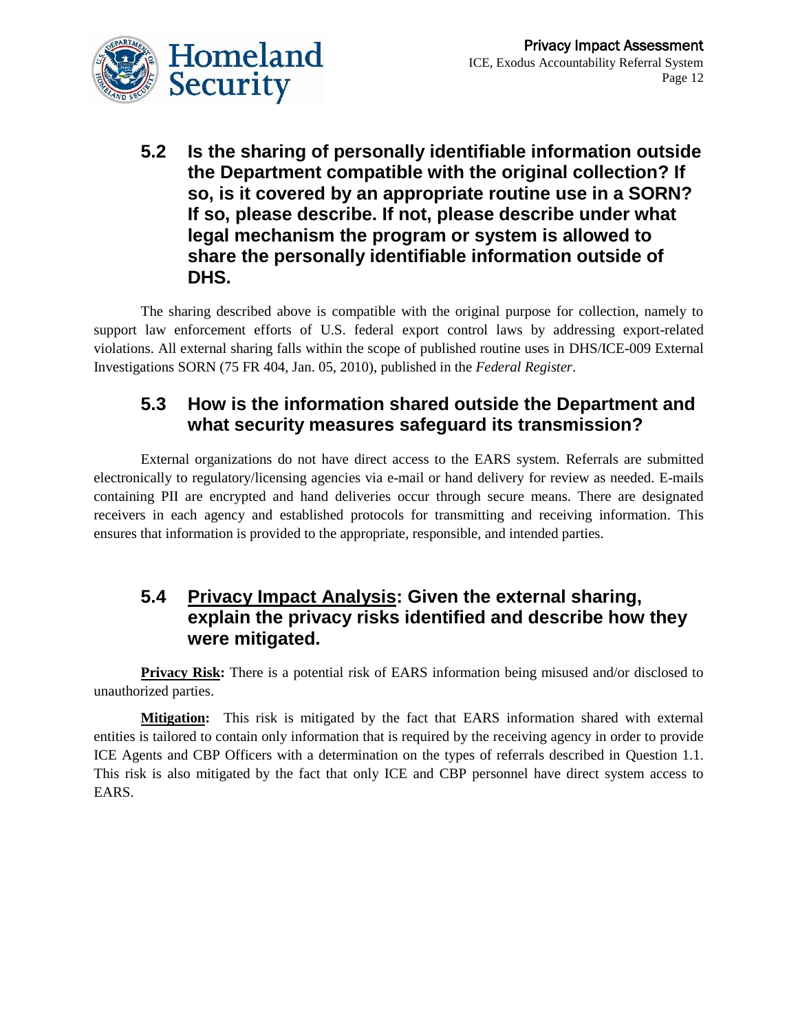## 5.2 Is the sharing of personally identifiable information outside the Department compatible with the original collection? If so, is it covered by an appropriate routine use in a SORN? If so, please describe. If not, please describe under what legal mechanism the program or system is allowed to share the personally identifiable information outside of DHS.

The sharing described above is compatible with the original purpose for collection, namely to support law enforcement efforts of U.S. federal export control laws by addressing export-related violations. All external sharing falls within the scope of published routine uses in DHS/ICE-009 External Investigations SORN (75 FR 404, Jan. 05, 2010), published in the *Federal Register*.

## 5.3 How is the information shared outside the Department and what security measures safeguard its transmission?

External organizations do not have direct access to the EARS system. Referrals are submitted electronically to regulatory/licensing agencies via e-mail or hand delivery for review as needed. E-mails containing PII are encrypted and hand deliveries occur through secure means. There are designated receivers in each agency and established protocols for transmitting and receiving information. This ensures that information is provided to the appropriate, responsible, and intended parties.

## 5.4 Privacy Impact Analysis: Given the external sharing, explain the privacy risks identified and describe how they were mitigated.

**Privacy Risk:** There is a potential risk of EARS information being misused and/or disclosed to unauthorized parties.

**Mitigation:** This risk is mitigated by the fact that EARS information shared with external entities is tailored to contain only information that is required by the receiving agency in order to provide ICE Agents and CBP Officers with a determination on the types of referrals described in Question 1.1. This risk is also mitigated by the fact that only ICE and CBP personnel have direct system access to EARS.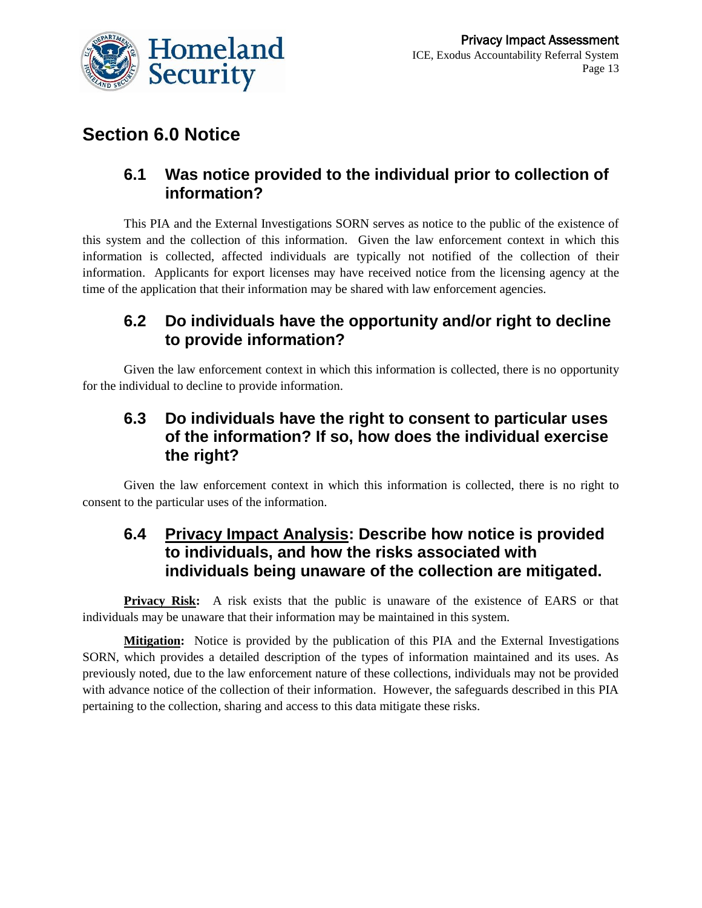# Section 6.0 Notice

## 6.1 Was notice provided to the individual prior to collection of information?

This PIA and the External Investigations SORN serves as notice to the public of the existence of this system and the collection of this information. Given the law enforcement context in which this information is collected, affected individuals are typically not notified of the collection of their information. Applicants for export licenses may have received notice from the licensing agency at the time of the application that their information may be shared with law enforcement agencies.

## 6.2 Do individuals have the opportunity and/or right to decline to provide information?

Given the law enforcement context in which this information is collected, there is no opportunity for the individual to decline to provide information.

## 6.3 Do individuals have the right to consent to particular uses of the information? If so, how does the individual exercise the right?

Given the law enforcement context in which this information is collected, there is no right to consent to the particular uses of the information.

## 6.4 Privacy Impact Analysis: Describe how notice is provided to individuals, and how the risks associated with individuals being unaware of the collection are mitigated.

**Privacy Risk:** A risk exists that the public is unaware of the existence of EARS or that individuals may be unaware that their information may be maintained in this system.

**Mitigation:** Notice is provided by the publication of this PIA and the External Investigations SORN, which provides a detailed description of the types of information maintained and its uses. As previously noted, due to the law enforcement nature of these collections, individuals may not be provided with advance notice of the collection of their information. However, the safeguards described in this PIA pertaining to the collection, sharing and access to this data mitigate these risks.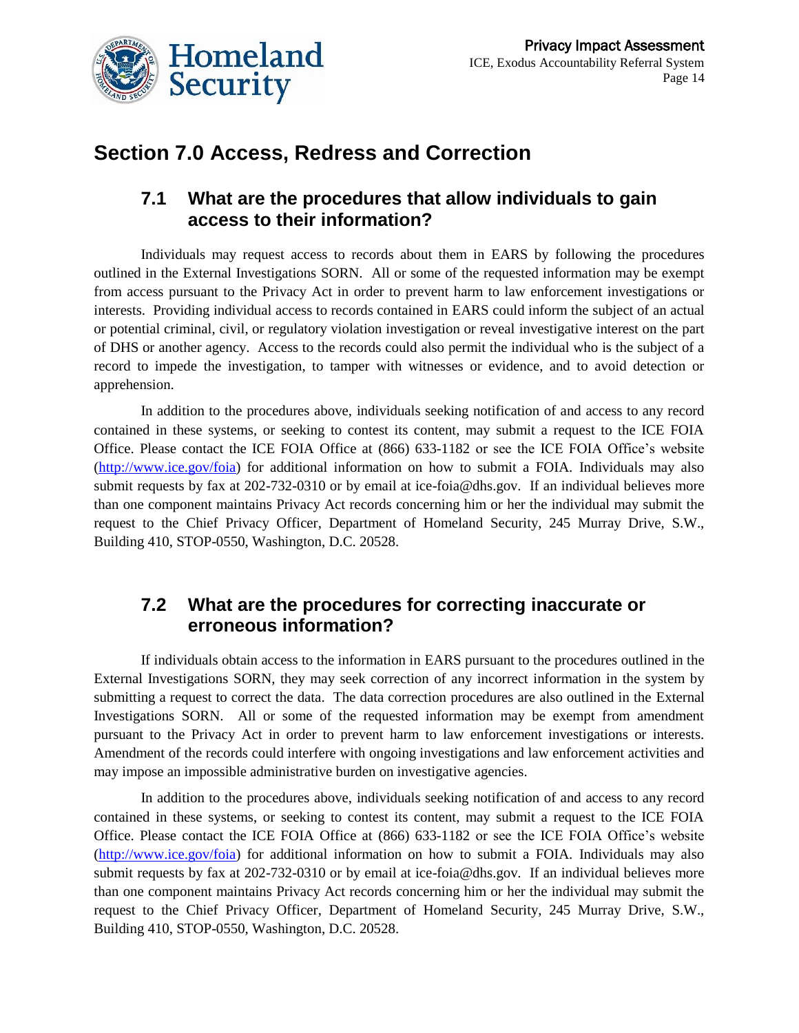## Section 7.0 Access, Redress and Correction

### 7.1 What are the procedures that allow individuals to gain access to their information?

Individuals may request access to records about them in EARS by following the procedures outlined in the External Investigations SORN. All or some of the requested information may be exempt from access pursuant to the Privacy Act in order to prevent harm to law enforcement investigations or interests. Providing individual access to records contained in EARS could inform the subject of an actual or potential criminal, civil, or regulatory violation investigation or reveal investigative interest on the part of DHS or another agency. Access to the records could also permit the individual who is the subject of a record to impede the investigation, to tamper with witnesses or evidence, and to avoid detection or apprehension.

In addition to the procedures above, individuals seeking notification of and access to any record contained in these systems, or seeking to contest its content, may submit a request to the ICE FOIA Office. Please contact the ICE FOIA Office at (866) 633-1182 or see the ICE FOIA Office's website (http://www.ice.gov/foia) for additional information on how to submit a FOIA. Individuals may also submit requests by fax at 202-732-0310 or by email at ice-foia@dhs.gov. If an individual believes more than one component maintains Privacy Act records concerning him or her the individual may submit the request to the Chief Privacy Officer, Department of Homeland Security, 245 Murray Drive, S.W., Building 410, STOP-0550, Washington, D.C. 20528.

### 7.2 What are the procedures for correcting inaccurate or erroneous information?

If individuals obtain access to the information in EARS pursuant to the procedures outlined in the External Investigations SORN, they may seek correction of any incorrect information in the system by submitting a request to correct the data. The data correction procedures are also outlined in the External Investigations SORN. All or some of the requested information may be exempt from amendment pursuant to the Privacy Act in order to prevent harm to law enforcement investigations or interests. Amendment of the records could interfere with ongoing investigations and law enforcement activities and may impose an impossible administrative burden on investigative agencies.

In addition to the procedures above, individuals seeking notification of and access to any record contained in these systems, or seeking to contest its content, may submit a request to the ICE FOIA Office. Please contact the ICE FOIA Office at (866) 633-1182 or see the ICE FOIA Office's website (http://www.ice.gov/foia) for additional information on how to submit a FOIA. Individuals may also submit requests by fax at 202-732-0310 or by email at ice-foia@dhs.gov. If an individual believes more than one component maintains Privacy Act records concerning him or her the individual may submit the request to the Chief Privacy Officer, Department of Homeland Security, 245 Murray Drive, S.W., Building 410, STOP-0550, Washington, D.C. 20528.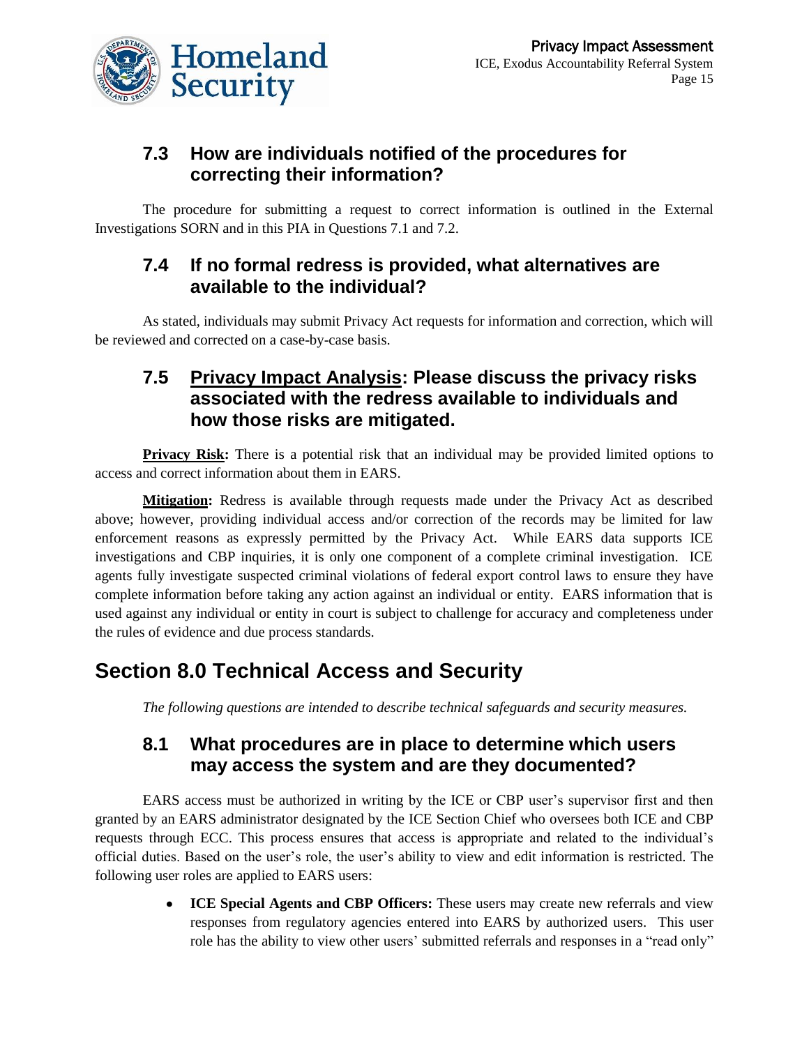### 7.3 How are individuals notified of the procedures for correcting their information?

The procedure for submitting a request to correct information is outlined in the External Investigations SORN and in this PIA in Questions 7.1 and 7.2.

### 7.4 If no formal redress is provided, what alternatives are available to the individual?

As stated, individuals may submit Privacy Act requests for information and correction, which will be reviewed and corrected on a case-by-case basis.

### 7.5 Privacy Impact Analysis: Please discuss the privacy risks associated with the redress available to individuals and how those risks are mitigated.

**Privacy Risk:** There is a potential risk that an individual may be provided limited options to access and correct information about them in EARS.

**Mitigation:** Redress is available through requests made under the Privacy Act as described above; however, providing individual access and/or correction of the records may be limited for law enforcement reasons as expressly permitted by the Privacy Act. While EARS data supports ICE investigations and CBP inquiries, it is only one component of a complete criminal investigation. ICE agents fully investigate suspected criminal violations of federal export control laws to ensure they have complete information before taking any action against an individual or entity. EARS information that is used against any individual or entity in court is subject to challenge for accuracy and completeness under the rules of evidence and due process standards.

## Section 8.0 Technical Access and Security

*The following questions are intended to describe technical safeguards and security measures.*

### 8.1 What procedures are in place to determine which users may access the system and are they documented?

EARS access must be authorized in writing by the ICE or CBP user's supervisor first and then granted by an EARS administrator designated by the ICE Section Chief who oversees both ICE and CBP requests through ECC. This process ensures that access is appropriate and related to the individual's official duties. Based on the user's role, the user's ability to view and edit information is restricted. The following user roles are applied to EARS users:

- **ICE Special Agents and CBP Officers:** These users may create new referrals and view responses from regulatory agencies entered into EARS by authorized users. This user role has the ability to view other users' submitted referrals and responses in a "read only"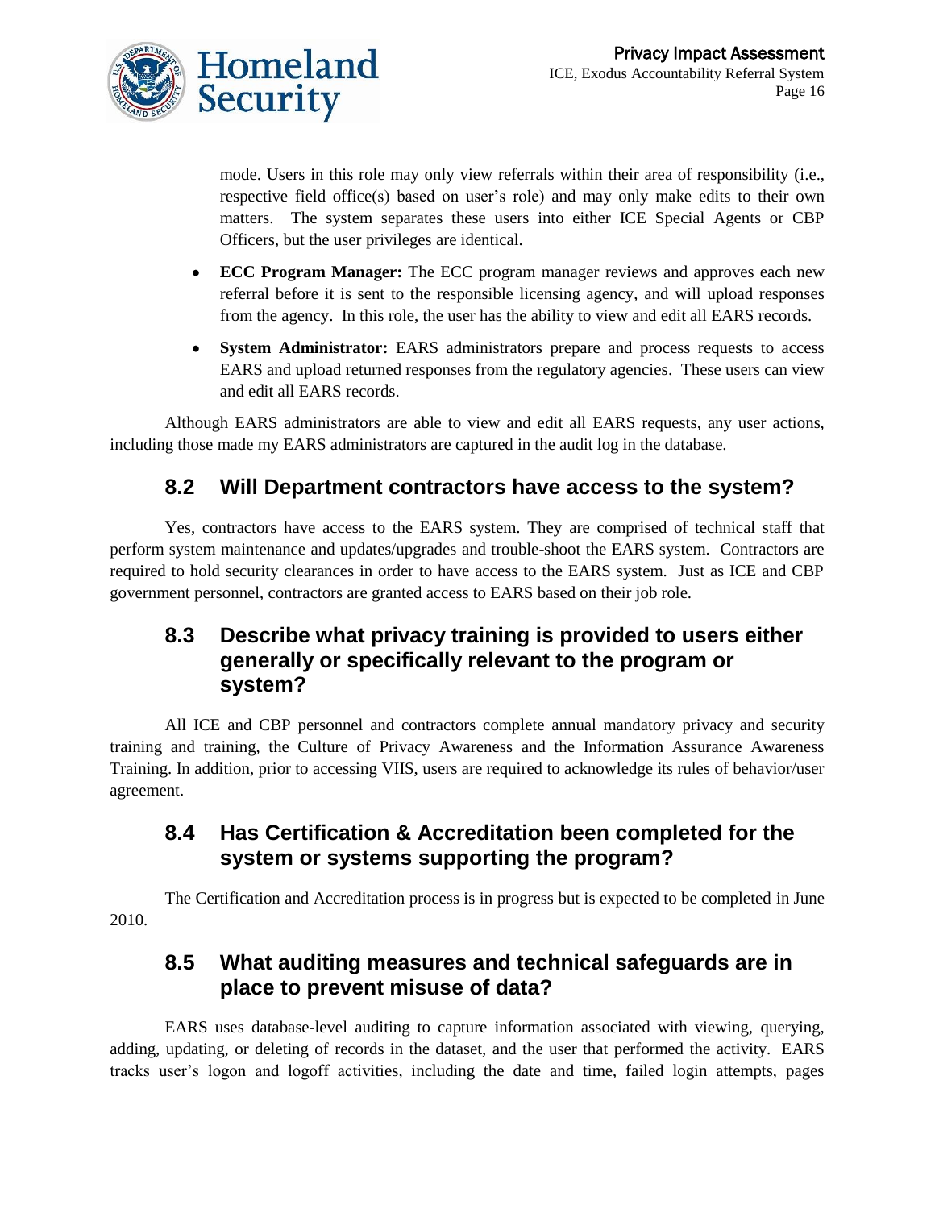mode. Users in this role may only view referrals within their area of responsibility (i.e., respective field office(s) based on user's role) and may only make edits to their own matters. The system separates these users into either ICE Special Agents or CBP Officers, but the user privileges are identical.

- **ECC Program Manager:** The ECC program manager reviews and approves each new referral before it is sent to the responsible licensing agency, and will upload responses from the agency. In this role, the user has the ability to view and edit all EARS records.
- **System Administrator:** EARS administrators prepare and process requests to access EARS and upload returned responses from the regulatory agencies. These users can view and edit all EARS records.

Although EARS administrators are able to view and edit all EARS requests, any user actions, including those made my EARS administrators are captured in the audit log in the database.

## 8.2 Will Department contractors have access to the system?

Yes, contractors have access to the EARS system. They are comprised of technical staff that perform system maintenance and updates/upgrades and trouble-shoot the EARS system. Contractors are required to hold security clearances in order to have access to the EARS system. Just as ICE and CBP government personnel, contractors are granted access to EARS based on their job role.

## 8.3 Describe what privacy training is provided to users either generally or specifically relevant to the program or system?

All ICE and CBP personnel and contractors complete annual mandatory privacy and security training and training, the Culture of Privacy Awareness and the Information Assurance Awareness Training. In addition, prior to accessing VIIS, users are required to acknowledge its rules of behavior/user agreement.

## 8.4 Has Certification & Accreditation been completed for the system or systems supporting the program?

The Certification and Accreditation process is in progress but is expected to be completed in June 2010.

## 8.5 What auditing measures and technical safeguards are in place to prevent misuse of data?

EARS uses database-level auditing to capture information associated with viewing, querying, adding, updating, or deleting of records in the dataset, and the user that performed the activity. EARS tracks user's logon and logoff activities, including the date and time, failed login attempts, pages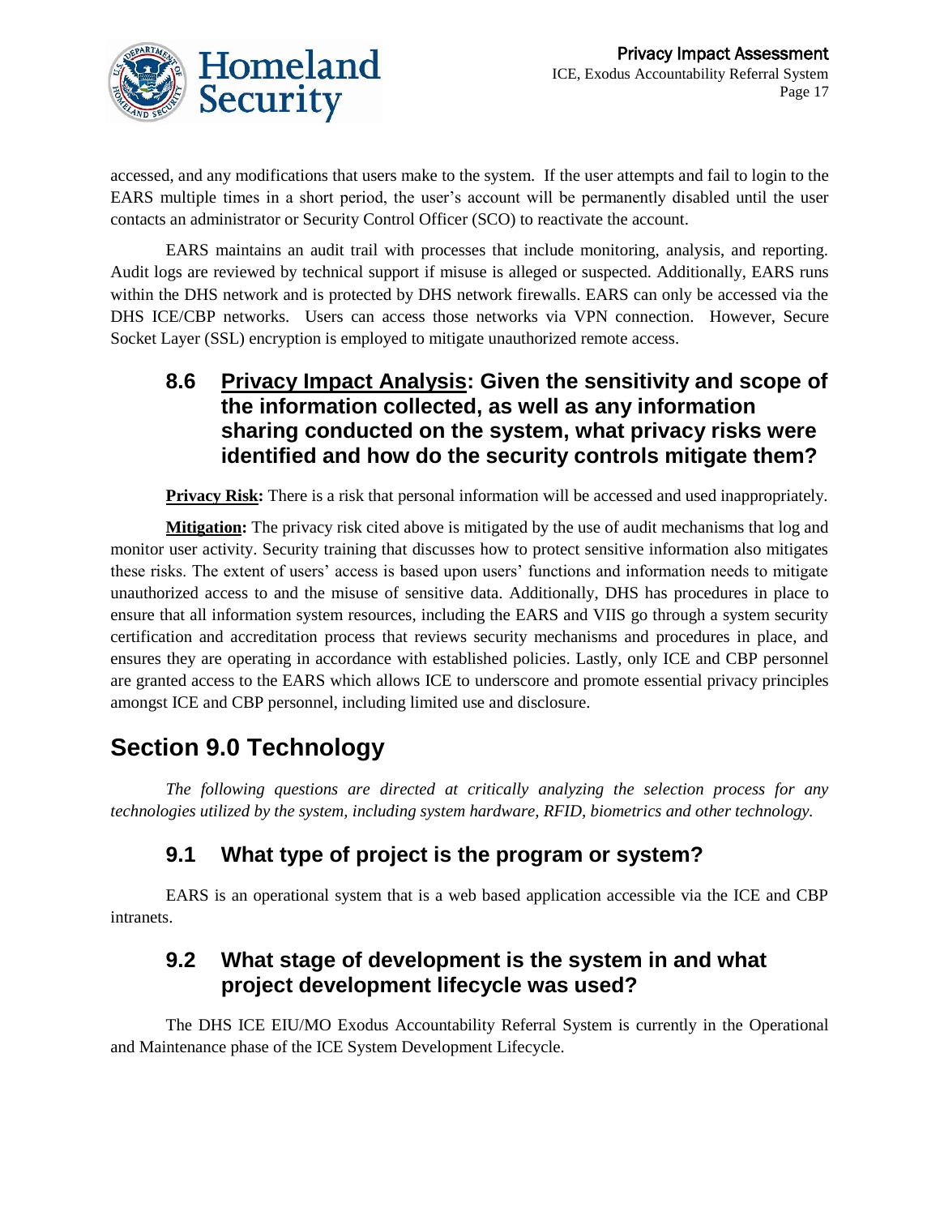accessed, and any modifications that users make to the system. If the user attempts and fail to login to the EARS multiple times in a short period, the user's account will be permanently disabled until the user contacts an administrator or Security Control Officer (SCO) to reactivate the account.

EARS maintains an audit trail with processes that include monitoring, analysis, and reporting. Audit logs are reviewed by technical support if misuse is alleged or suspected. Additionally, EARS runs within the DHS network and is protected by DHS network firewalls. EARS can only be accessed via the DHS ICE/CBP networks. Users can access those networks via VPN connection. However, Secure Socket Layer (SSL) encryption is employed to mitigate unauthorized remote access.

### 8.6 Privacy Impact Analysis: Given the sensitivity and scope of the information collected, as well as any information sharing conducted on the system, what privacy risks were identified and how do the security controls mitigate them?

**Privacy Risk:** There is a risk that personal information will be accessed and used inappropriately.

**Mitigation:** The privacy risk cited above is mitigated by the use of audit mechanisms that log and monitor user activity. Security training that discusses how to protect sensitive information also mitigates these risks. The extent of users' access is based upon users' functions and information needs to mitigate unauthorized access to and the misuse of sensitive data. Additionally, DHS has procedures in place to ensure that all information system resources, including the EARS and VIIS go through a system security certification and accreditation process that reviews security mechanisms and procedures in place, and ensures they are operating in accordance with established policies. Lastly, only ICE and CBP personnel are granted access to the EARS which allows ICE to underscore and promote essential privacy principles amongst ICE and CBP personnel, including limited use and disclosure.

## Section 9.0 Technology

*The following questions are directed at critically analyzing the selection process for any technologies utilized by the system, including system hardware, RFID, biometrics and other technology.*

### 9.1 What type of project is the program or system?

EARS is an operational system that is a web based application accessible via the ICE and CBP intranets.

### 9.2 What stage of development is the system in and what project development lifecycle was used?

The DHS ICE EIU/MO Exodus Accountability Referral System is currently in the Operational and Maintenance phase of the ICE System Development Lifecycle.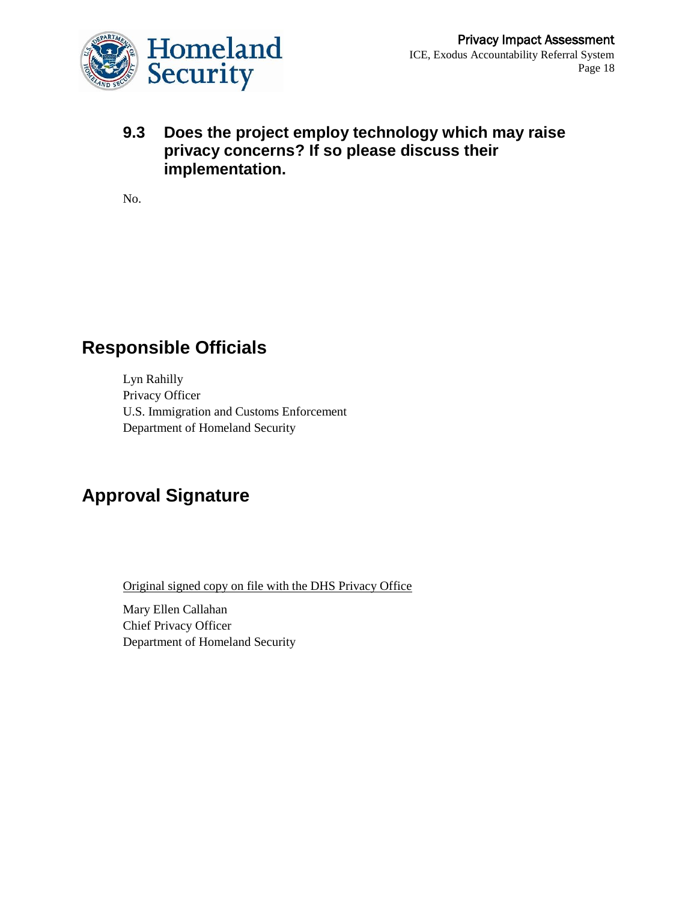### 9.3 Does the project employ technology which may raise privacy concerns? If so please discuss their implementation.

No.

## Responsible Officials

Lyn Rahilly
Privacy Officer
U.S. Immigration and Customs Enforcement
Department of Homeland Security

## Approval Signature

Original signed copy on file with the DHS Privacy Office

Mary Ellen Callahan
Chief Privacy Officer
Department of Homeland Security